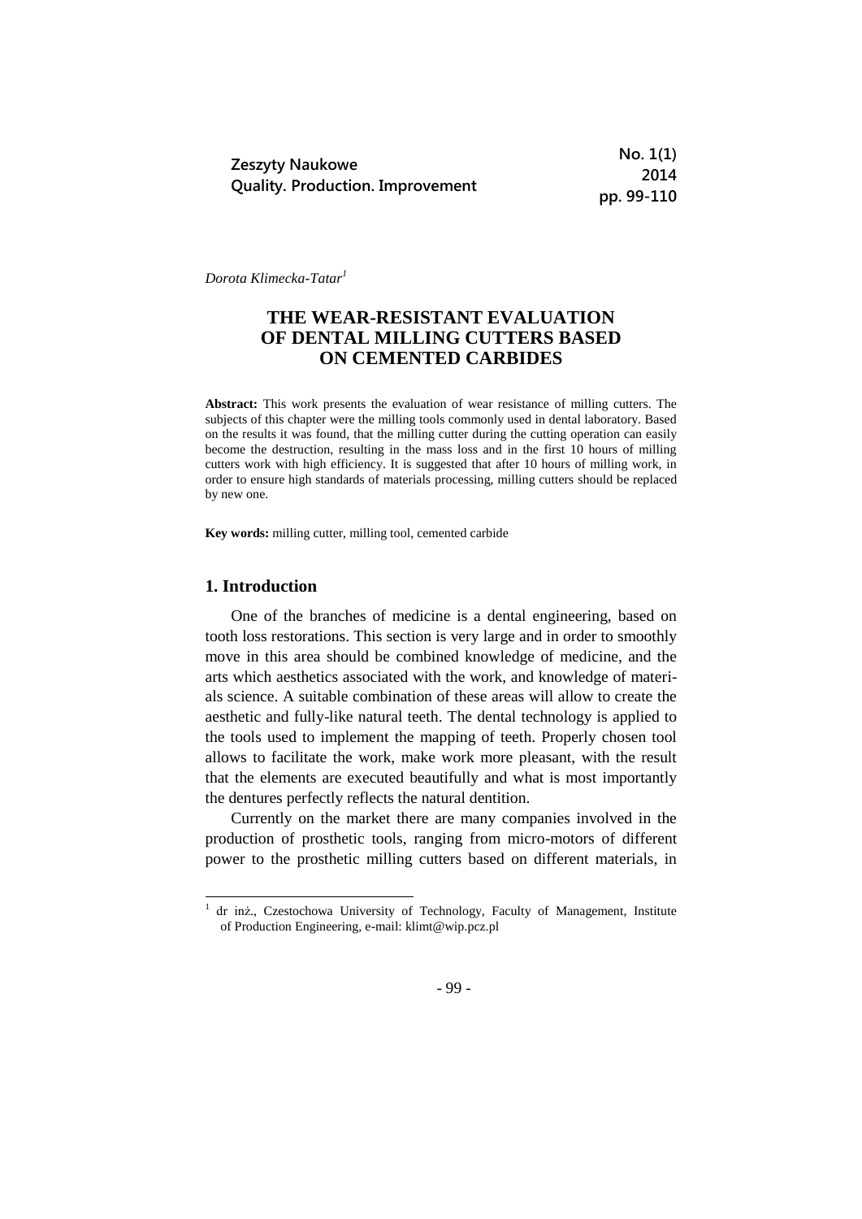Dorota Klimecka-Tatar[1]

# THE WEAR-RESISTANT EVALUATION OF DENTAL MILLING CUTTERS BASED ON CEMENTED CARBIDES

**Abstract:** This work presents the evaluation of wear resistance of milling cutters. The subjects of this chapter were the milling tools commonly used in dental laboratory. Based on the results it was found, that the milling cutter during the cutting operation can easily become the destruction, resulting in the mass loss and in the first 10 hours of milling cutters work with high efficiency. It is suggested that after 10 hours of milling work, in order to ensure high standards of materials processing, milling cutters should be replaced by new one.

**Key words:** milling cutter, milling tool, cemented carbide

## 1. Introduction

One of the branches of medicine is a dental engineering, based on tooth loss restorations. This section is very large and in order to smoothly move in this area should be combined knowledge of medicine, and the arts which aesthetics associated with the work, and knowledge of materials science. A suitable combination of these areas will allow to create the aesthetic and fully-like natural teeth. The dental technology is applied to the tools used to implement the mapping of teeth. Properly chosen tool allows to facilitate the work, make work more pleasant, with the result that the elements are executed beautifully and what is most importantly the dentures perfectly reflects the natural dentition.

Currently on the market there are many companies involved in the production of prosthetic tools, ranging from micro-motors of different power to the prosthetic milling cutters based on different materials, in

[1] dr inż., Czestochowa University of Technology, Faculty of Management, Institute of Production Engineering, e-mail: klimt@wip.pcz.pl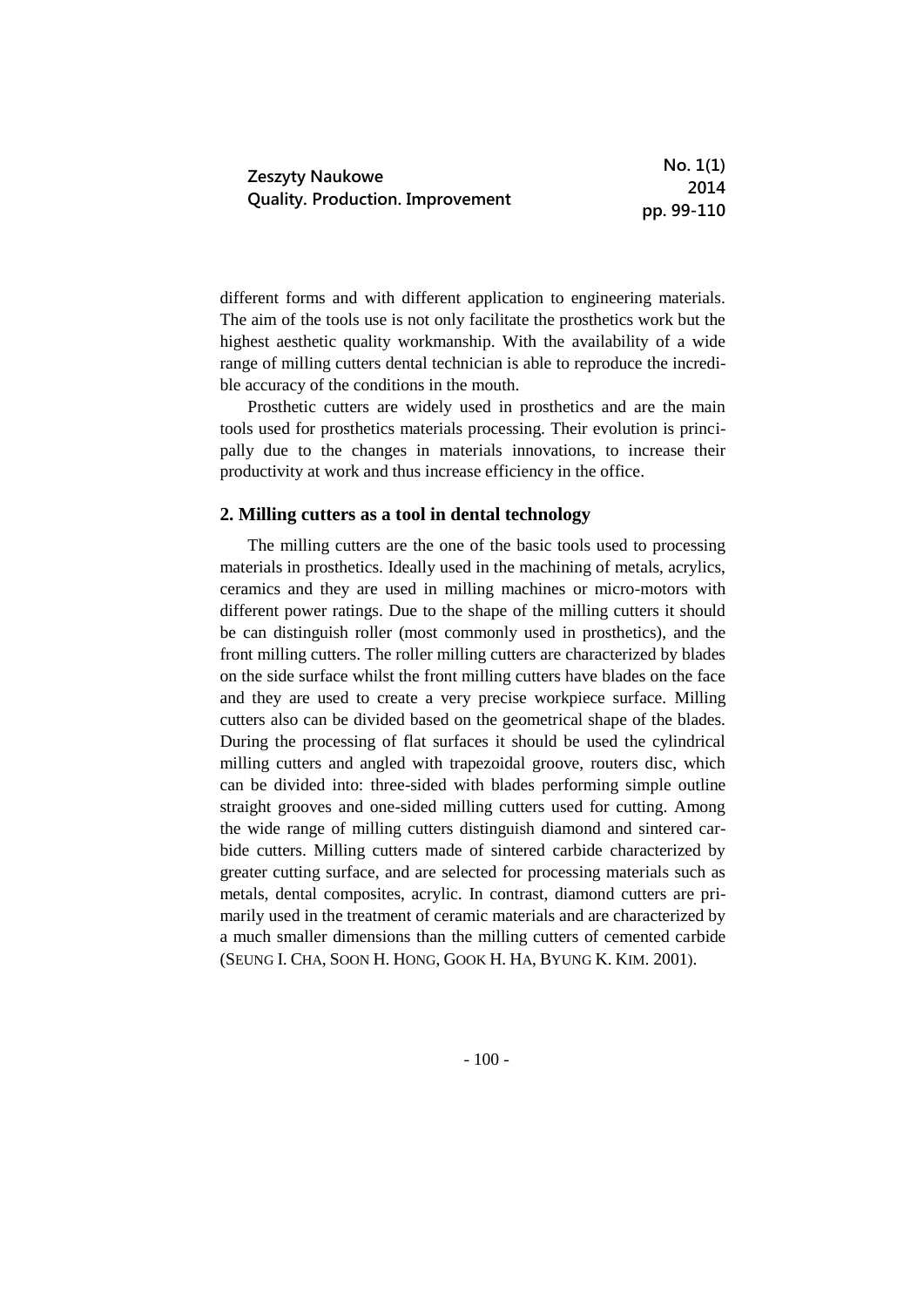different forms and with different application to engineering materials. The aim of the tools use is not only facilitate the prosthetics work but the highest aesthetic quality workmanship. With the availability of a wide range of milling cutters dental technician is able to reproduce the incredible accuracy of the conditions in the mouth.

Prosthetic cutters are widely used in prosthetics and are the main tools used for prosthetics materials processing. Their evolution is principally due to the changes in materials innovations, to increase their productivity at work and thus increase efficiency in the office.

## 2. Milling cutters as a tool in dental technology

The milling cutters are the one of the basic tools used to processing materials in prosthetics. Ideally used in the machining of metals, acrylics, ceramics and they are used in milling machines or micro-motors with different power ratings. Due to the shape of the milling cutters it should be can distinguish roller (most commonly used in prosthetics), and the front milling cutters. The roller milling cutters are characterized by blades on the side surface whilst the front milling cutters have blades on the face and they are used to create a very precise workpiece surface. Milling cutters also can be divided based on the geometrical shape of the blades. During the processing of flat surfaces it should be used the cylindrical milling cutters and angled with trapezoidal groove, routers disc, which can be divided into: three-sided with blades performing simple outline straight grooves and one-sided milling cutters used for cutting. Among the wide range of milling cutters distinguish diamond and sintered carbide cutters. Milling cutters made of sintered carbide characterized by greater cutting surface, and are selected for processing materials such as metals, dental composites, acrylic. In contrast, diamond cutters are primarily used in the treatment of ceramic materials and are characterized by a much smaller dimensions than the milling cutters of cemented carbide (SEUNG I. CHA, SOON H. HONG, GOOK H. HA, BYUNG K. KIM. 2001).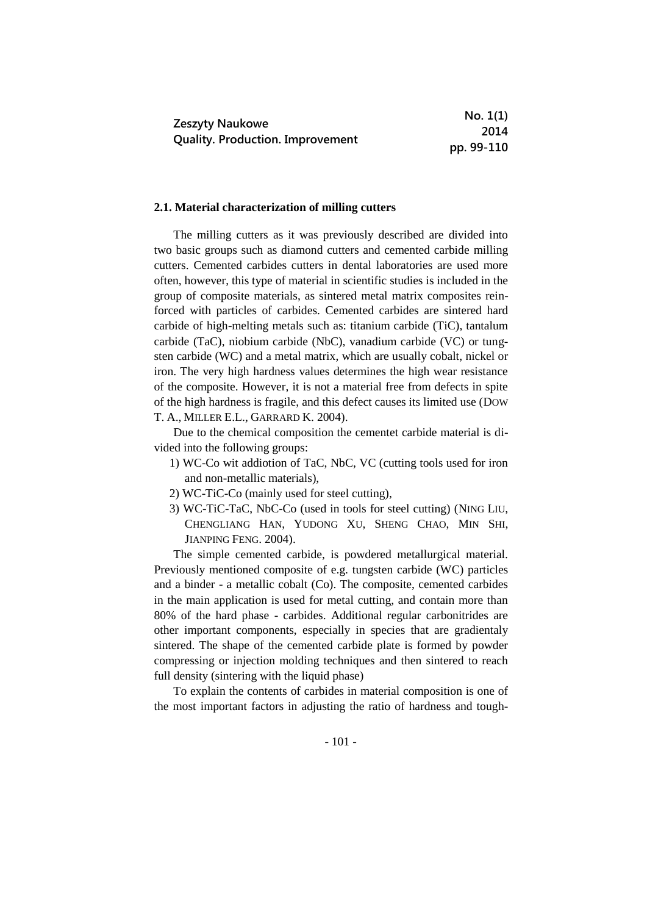### 2.1. Material characterization of milling cutters

The milling cutters as it was previously described are divided into two basic groups such as diamond cutters and cemented carbide milling cutters. Cemented carbides cutters in dental laboratories are used more often, however, this type of material in scientific studies is included in the group of composite materials, as sintered metal matrix composites reinforced with particles of carbides. Cemented carbides are sintered hard carbide of high-melting metals such as: titanium carbide (TiC), tantalum carbide (TaC), niobium carbide (NbC), vanadium carbide (VC) or tungsten carbide (WC) and a metal matrix, which are usually cobalt, nickel or iron. The very high hardness values determines the high wear resistance of the composite. However, it is not a material free from defects in spite of the high hardness is fragile, and this defect causes its limited use (DOW T. A., MILLER E.L., GARRARD K. 2004).

Due to the chemical composition the cementet carbide material is divided into the following groups:

1) WC-Co wit addiotion of TaC, NbC, VC (cutting tools used for iron and non-metallic materials),
2) WC-TiC-Co (mainly used for steel cutting),
3) WC-TiC-TaC, NbC-Co (used in tools for steel cutting) (NING LIU, CHENGLIANG HAN, YUDONG XU, SHENG CHAO, MIN SHI, JIANPING FENG. 2004).

The simple cemented carbide, is powdered metallurgical material. Previously mentioned composite of e.g. tungsten carbide (WC) particles and a binder - a metallic cobalt (Co). The composite, cemented carbides in the main application is used for metal cutting, and contain more than 80% of the hard phase - carbides. Additional regular carbonitrides are other important components, especially in species that are gradientaly sintered. The shape of the cemented carbide plate is formed by powder compressing or injection molding techniques and then sintered to reach full density (sintering with the liquid phase)

To explain the contents of carbides in material composition is one of the most important factors in adjusting the ratio of hardness and tough-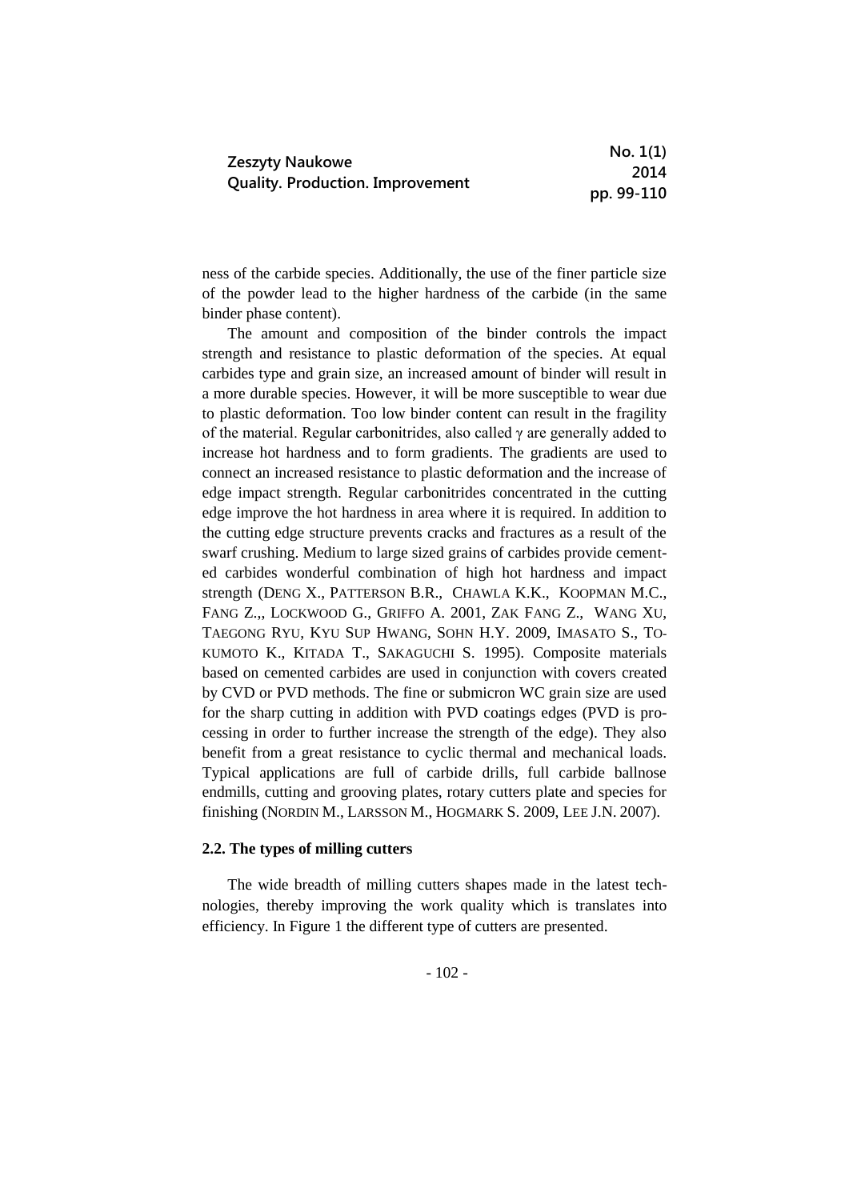ness of the carbide species. Additionally, the use of the finer particle size of the powder lead to the higher hardness of the carbide (in the same binder phase content).

The amount and composition of the binder controls the impact strength and resistance to plastic deformation of the species. At equal carbides type and grain size, an increased amount of binder will result in a more durable species. However, it will be more susceptible to wear due to plastic deformation. Too low binder content can result in the fragility of the material. Regular carbonitrides, also called $\gamma$ are generally added to increase hot hardness and to form gradients. The gradients are used to connect an increased resistance to plastic deformation and the increase of edge impact strength. Regular carbonitrides concentrated in the cutting edge improve the hot hardness in area where it is required. In addition to the cutting edge structure prevents cracks and fractures as a result of the swarf crushing. Medium to large sized grains of carbides provide cemented carbides wonderful combination of high hot hardness and impact strength (DENG X., PATTERSON B.R., CHAWLA K.K., KOOPMAN M.C., FANG Z.,, LOCKWOOD G., GRIFFO A. 2001, ZAK FANG Z., WANG XU, TAEGONG RYU, KYU SUP HWANG, SOHN H.Y. 2009, IMASATO S., TOKUMOTO K., KITADA T., SAKAGUCHI S. 1995). Composite materials based on cemented carbides are used in conjunction with covers created by CVD or PVD methods. The fine or submicron WC grain size are used for the sharp cutting in addition with PVD coatings edges (PVD is processing in order to further increase the strength of the edge). They also benefit from a great resistance to cyclic thermal and mechanical loads. Typical applications are full of carbide drills, full carbide ballnose endmills, cutting and grooving plates, rotary cutters plate and species for finishing (NORDIN M., LARSSON M., HOGMARK S. 2009, LEE J.N. 2007).

### 2.2. The types of milling cutters

The wide breadth of milling cutters shapes made in the latest technologies, thereby improving the work quality which is translates into efficiency. In Figure 1 the different type of cutters are presented.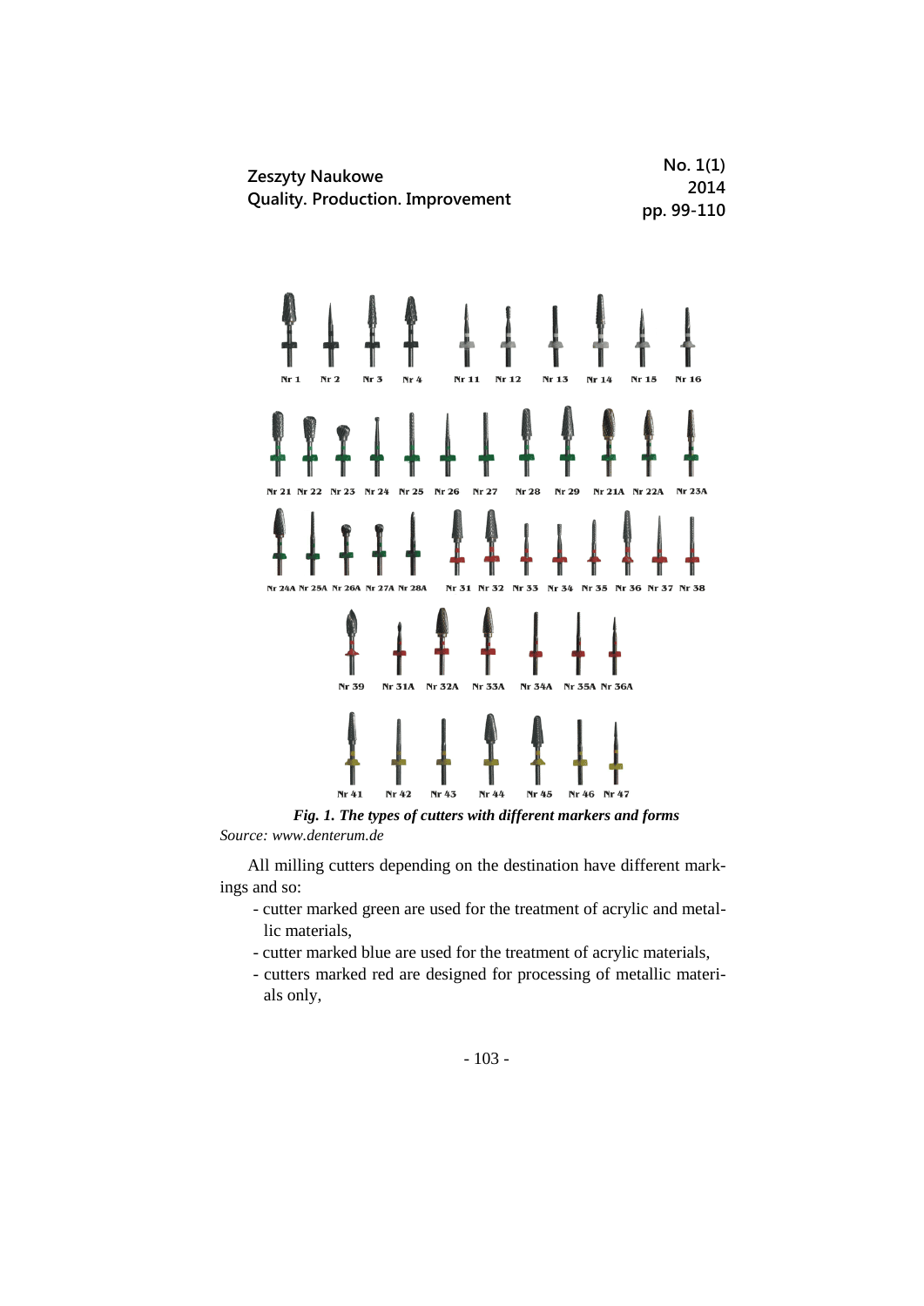Nr 1 Nr 2 Nr 3 Nr 4 Nr 11 Nr 12 Nr 13 Nr 14 Nr 15 Nr 16

Nr 21 Nr 22 Nr 23 Nr 24 Nr 25 Nr 26 Nr 27 Nr 28 Nr 29 Nr 21A Nr 22A Nr 23A

Nr 24A Nr 25A Nr 26A Nr 27A Nr 28A Nr 31 Nr 32 Nr 33 Nr 34 Nr 35 Nr 36 Nr 37 Nr 38

Nr 39 Nr 31A Nr 32A Nr 33A Nr 34A Nr 35A Nr 36A

Nr 41 Nr 42 Nr 43 Nr 44 Nr 45 Nr 46 Nr 47

***Fig. 1. The types of cutters with different markers and forms***

*Source: www.denterum.de*

All milling cutters depending on the destination have different markings and so:

- cutter marked green are used for the treatment of acrylic and metallic materials,
- cutter marked blue are used for the treatment of acrylic materials,
- cutters marked red are designed for processing of metallic materials only,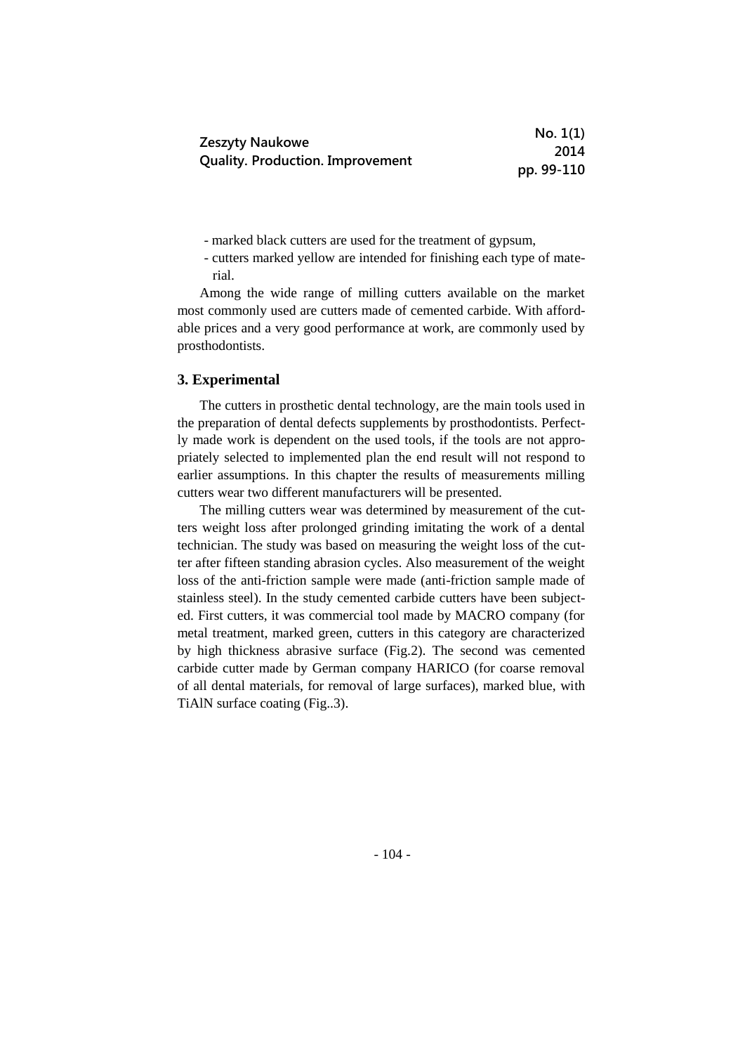- marked black cutters are used for the treatment of gypsum,
- cutters marked yellow are intended for finishing each type of material.

Among the wide range of milling cutters available on the market most commonly used are cutters made of cemented carbide. With affordable prices and a very good performance at work, are commonly used by prosthodontists.

## 3. Experimental

The cutters in prosthetic dental technology, are the main tools used in the preparation of dental defects supplements by prosthodontists. Perfectly made work is dependent on the used tools, if the tools are not appropriately selected to implemented plan the end result will not respond to earlier assumptions. In this chapter the results of measurements milling cutters wear two different manufacturers will be presented.

The milling cutters wear was determined by measurement of the cutters weight loss after prolonged grinding imitating the work of a dental technician. The study was based on measuring the weight loss of the cutter after fifteen standing abrasion cycles. Also measurement of the weight loss of the anti-friction sample were made (anti-friction sample made of stainless steel). In the study cemented carbide cutters have been subjected. First cutters, it was commercial tool made by MACRO company (for metal treatment, marked green, cutters in this category are characterized by high thickness abrasive surface (Fig.2). The second was cemented carbide cutter made by German company HARICO (for coarse removal of all dental materials, for removal of large surfaces), marked blue, with TiAlN surface coating (Fig..3).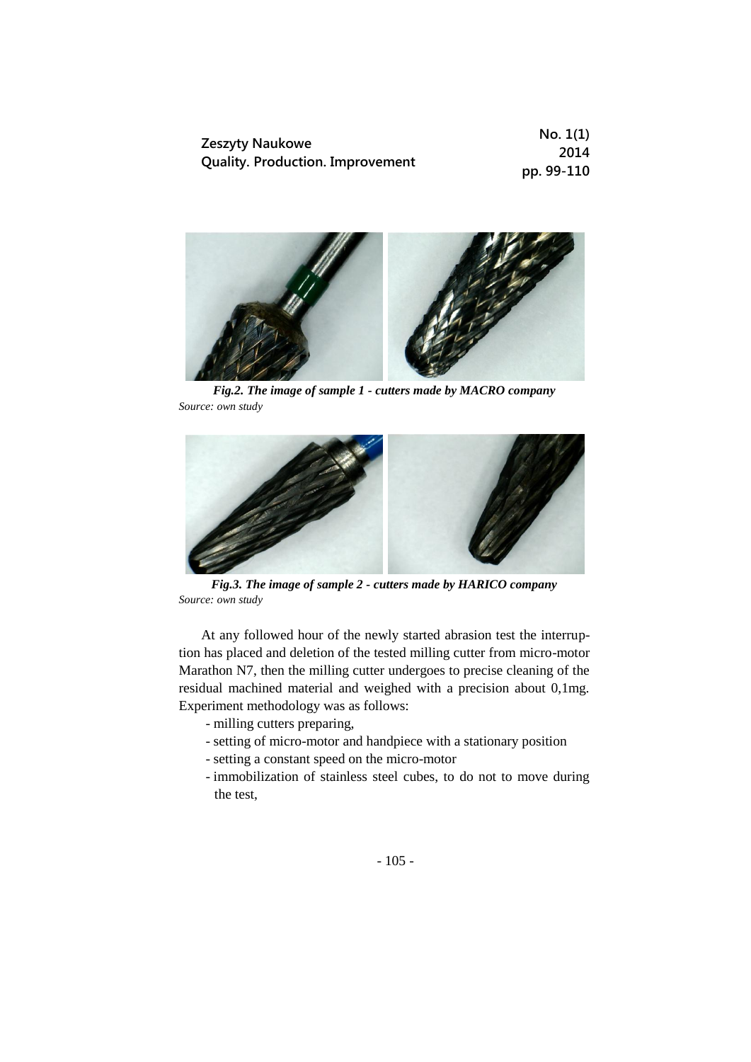*Fig.2. The image of sample 1 - cutters made by MACRO company*
*Source: own study*

*Fig.3. The image of sample 2 - cutters made by HARICO company*
*Source: own study*

At any followed hour of the newly started abrasion test the interruption has placed and deletion of the tested milling cutter from micro-motor Marathon N7, then the milling cutter undergoes to precise cleaning of the residual machined material and weighed with a precision about 0,1mg. Experiment methodology was as follows:

- milling cutters preparing,
- setting of micro-motor and handpiece with a stationary position
- setting a constant speed on the micro-motor
- immobilization of stainless steel cubes, to do not to move during the test,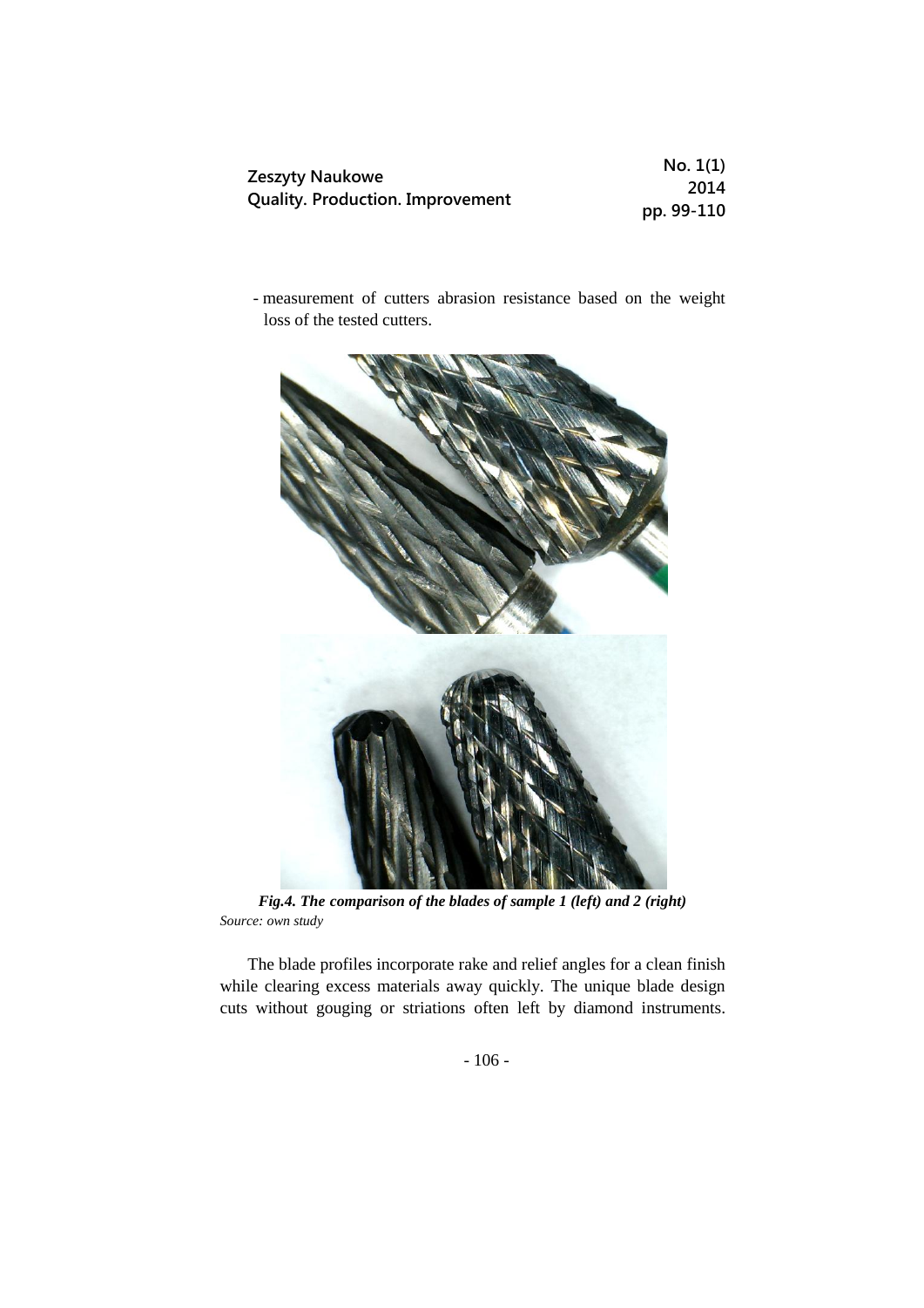- measurement of cutters abrasion resistance based on the weight loss of the tested cutters.

***Fig.4. The comparison of the blades of sample 1 (left) and 2 (right)***
*Source: own study*

The blade profiles incorporate rake and relief angles for a clean finish while clearing excess materials away quickly. The unique blade design cuts without gouging or striations often left by diamond instruments.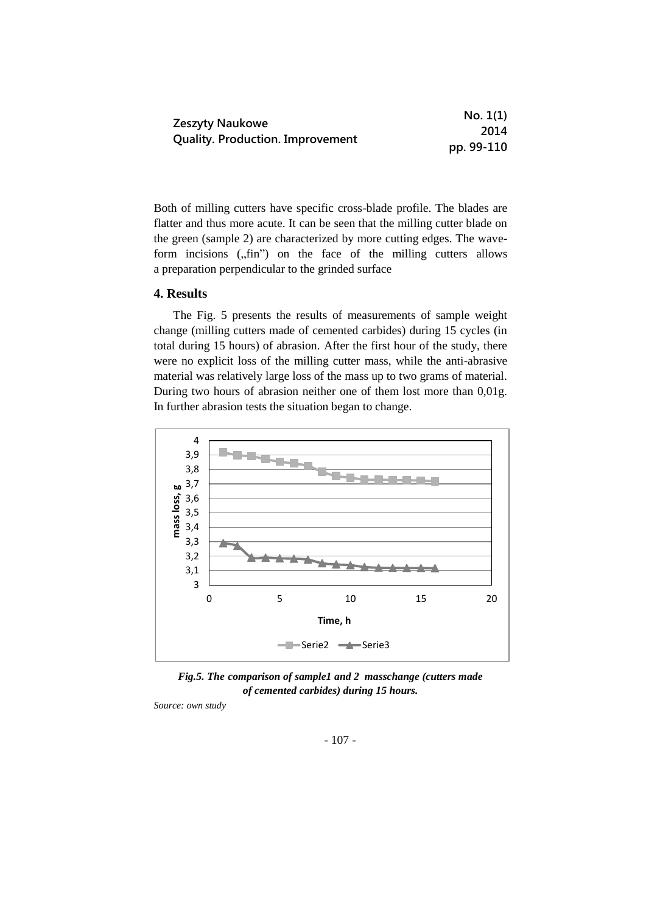Both of milling cutters have specific cross-blade profile. The blades are flatter and thus more acute. It can be seen that the milling cutter blade on the green (sample 2) are characterized by more cutting edges. The wave-form incisions („fin") on the face of the milling cutters allows a preparation perpendicular to the grinded surface

## 4. Results

The Fig. 5 presents the results of measurements of sample weight change (milling cutters made of cemented carbides) during 15 cycles (in total during 15 hours) of abrasion. After the first hour of the study, there were no explicit loss of the milling cutter mass, while the anti-abrasive material was relatively large loss of the mass up to two grams of material. During two hours of abrasion neither one of them lost more than 0,01g. In further abrasion tests the situation began to change.

***Fig.5. The comparison of sample1 and 2 masschange (cutters made of cemented carbides) during 15 hours.***

*Source: own study*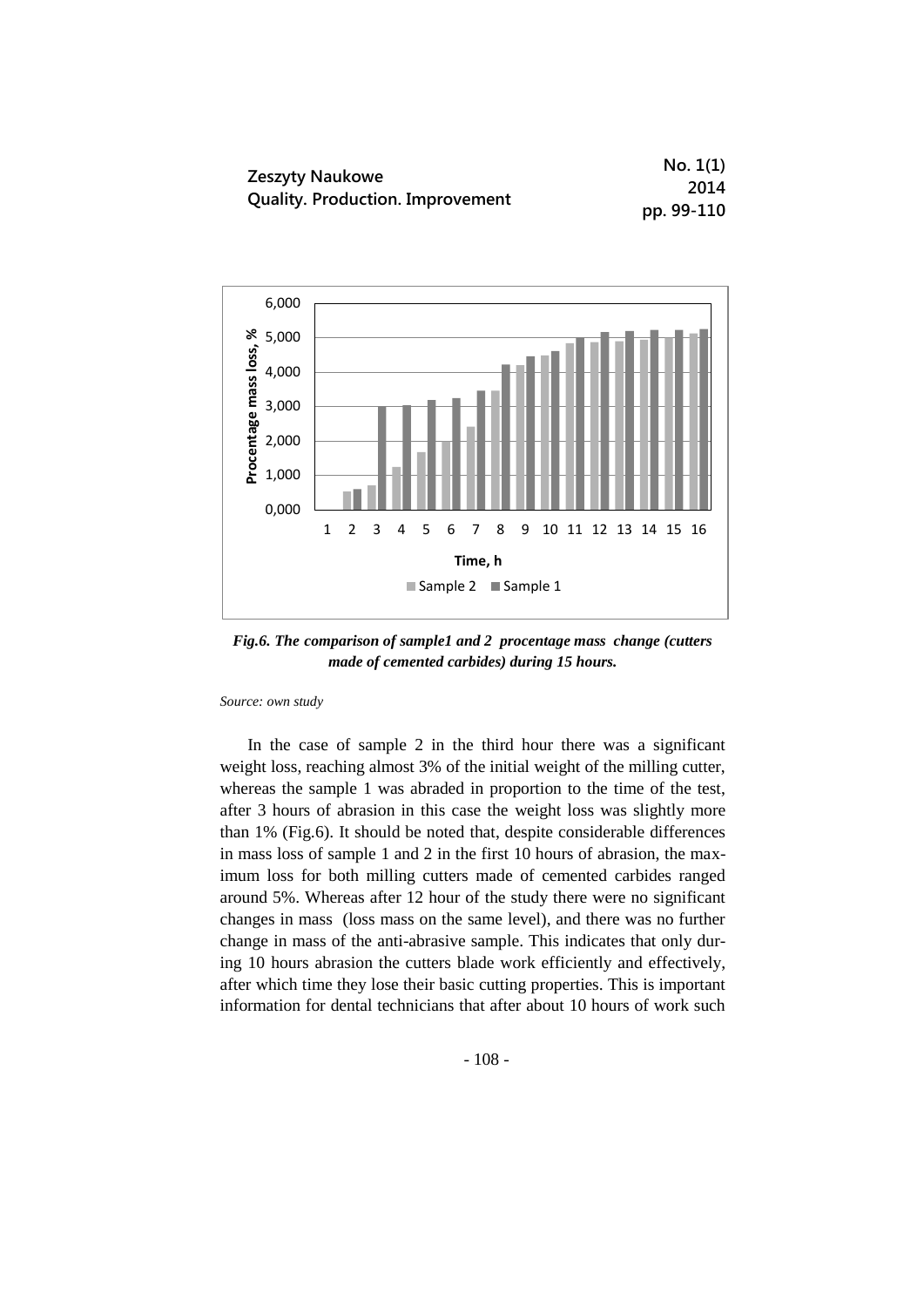*Fig.6. The comparison of sample1 and 2 procentage mass change (cutters made of cemented carbides) during 15 hours.*

*Source: own study*

In the case of sample 2 in the third hour there was a significant weight loss, reaching almost 3% of the initial weight of the milling cutter, whereas the sample 1 was abraded in proportion to the time of the test, after 3 hours of abrasion in this case the weight loss was slightly more than 1% (Fig.6). It should be noted that, despite considerable differences in mass loss of sample 1 and 2 in the first 10 hours of abrasion, the maximum loss for both milling cutters made of cemented carbides ranged around 5%. Whereas after 12 hour of the study there were no significant changes in mass (loss mass on the same level), and there was no further change in mass of the anti-abrasive sample. This indicates that only during 10 hours abrasion the cutters blade work efficiently and effectively, after which time they lose their basic cutting properties. This is important information for dental technicians that after about 10 hours of work such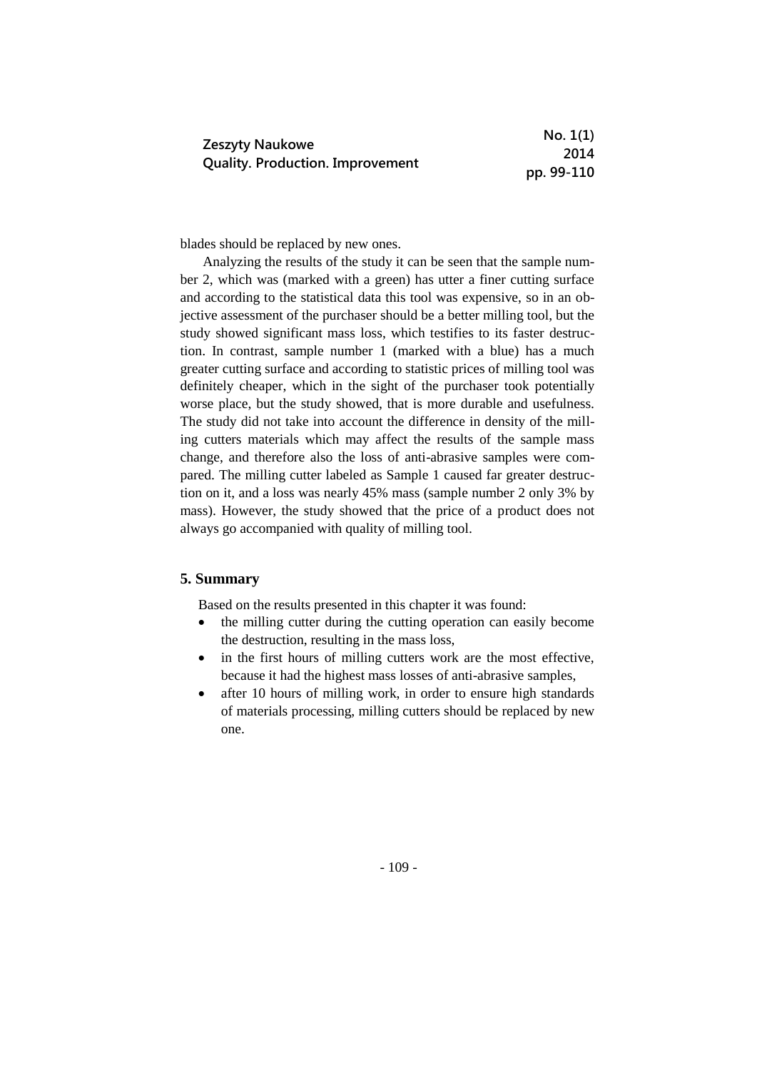blades should be replaced by new ones.

Analyzing the results of the study it can be seen that the sample number 2, which was (marked with a green) has utter a finer cutting surface and according to the statistical data this tool was expensive, so in an objective assessment of the purchaser should be a better milling tool, but the study showed significant mass loss, which testifies to its faster destruction. In contrast, sample number 1 (marked with a blue) has a much greater cutting surface and according to statistic prices of milling tool was definitely cheaper, which in the sight of the purchaser took potentially worse place, but the study showed, that is more durable and usefulness. The study did not take into account the difference in density of the milling cutters materials which may affect the results of the sample mass change, and therefore also the loss of anti-abrasive samples were compared. The milling cutter labeled as Sample 1 caused far greater destruction on it, and a loss was nearly 45% mass (sample number 2 only 3% by mass). However, the study showed that the price of a product does not always go accompanied with quality of milling tool.

## 5. Summary

Based on the results presented in this chapter it was found:

- the milling cutter during the cutting operation can easily become the destruction, resulting in the mass loss,
- in the first hours of milling cutters work are the most effective, because it had the highest mass losses of anti-abrasive samples,
- after 10 hours of milling work, in order to ensure high standards of materials processing, milling cutters should be replaced by new one.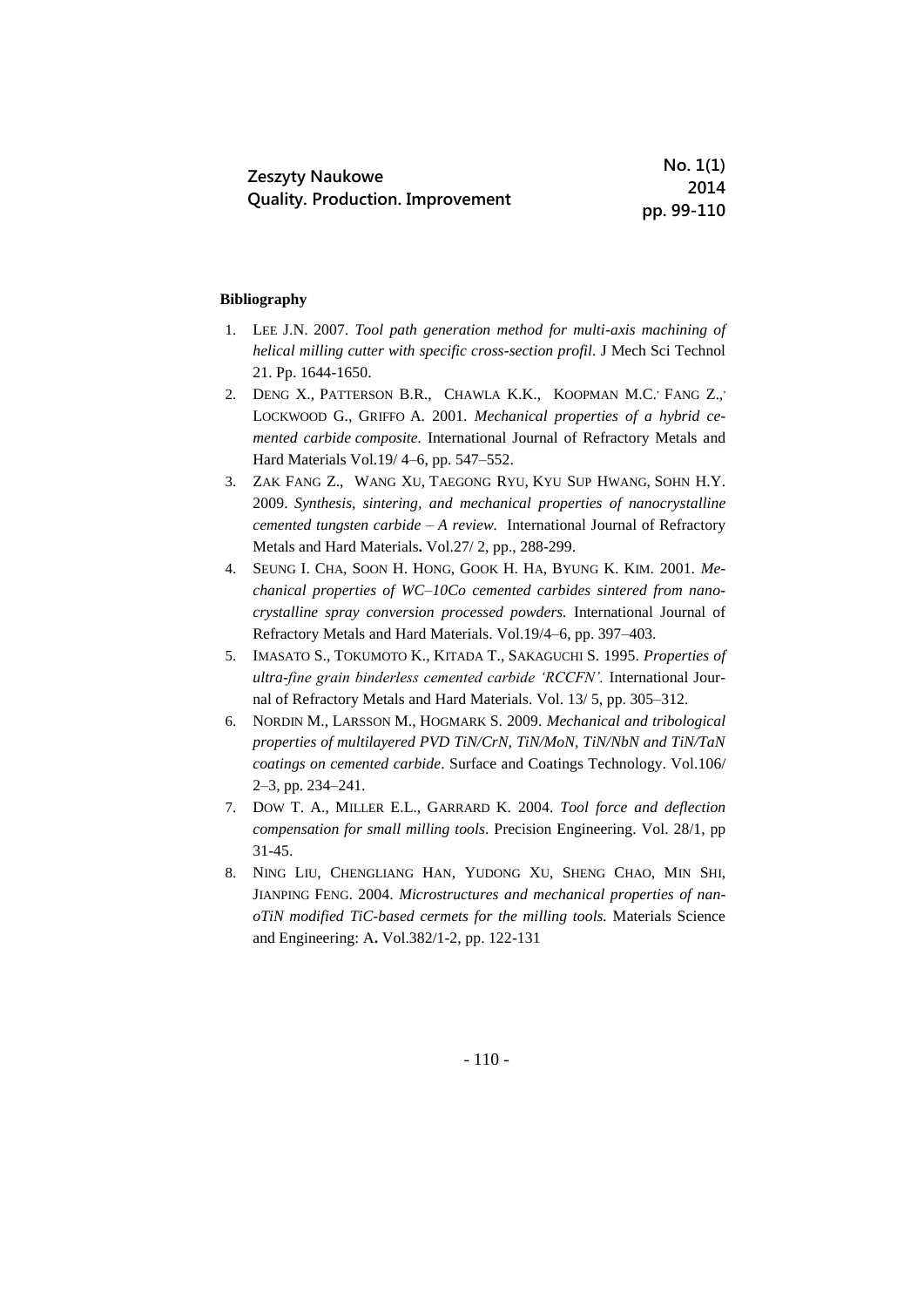**Bibliography**

1. LEE J.N. 2007. *Tool path generation method for multi-axis machining of helical milling cutter with specific cross-section profil*. J Mech Sci Technol 21. Pp. 1644-1650.
2. DENG X., PATTERSON B.R., CHAWLA K.K., KOOPMAN M.C., FANG Z., LOCKWOOD G., GRIFFO A. 2001. *Mechanical properties of a hybrid cemented carbide composite.* International Journal of Refractory Metals and Hard Materials Vol.19/ 4–6, pp. 547–552.
3. ZAK FANG Z., WANG XU, TAEGONG RYU, KYU SUP HWANG, SOHN H.Y. 2009. *Synthesis, sintering, and mechanical properties of nanocrystalline cemented tungsten carbide – A review.* International Journal of Refractory Metals and Hard Materials**.** Vol.27/ 2, pp., 288-299.
4. SEUNG I. CHA, SOON H. HONG, GOOK H. HA, BYUNG K. KIM. 2001. *Mechanical properties of WC–10Co cemented carbides sintered from nanocrystalline spray conversion processed powders.* International Journal of Refractory Metals and Hard Materials. Vol.19/4–6, pp. 397–403.
5. IMASATO S., TOKUMOTO K., KITADA T., SAKAGUCHI S. 1995. *Properties of ultra-fine grain binderless cemented carbide 'RCCFN'.* International Journal of Refractory Metals and Hard Materials. Vol. 13/ 5, pp. 305–312.
6. NORDIN M., LARSSON M., HOGMARK S. 2009. *Mechanical and tribological properties of multilayered PVD TiN/CrN, TiN/MoN, TiN/NbN and TiN/TaN coatings on cemented carbide*. Surface and Coatings Technology. Vol.106/ 2–3, pp. 234–241.
7. DOW T. A., MILLER E.L., GARRARD K. 2004. *Tool force and deflection compensation for small milling tools*. Precision Engineering. Vol. 28/1, pp 31-45.
8. NING LIU, CHENGLIANG HAN, YUDONG XU, SHENG CHAO, MIN SHI, JIANPING FENG. 2004. *Microstructures and mechanical properties of nanoTiN modified TiC-based cermets for the milling tools.* Materials Science and Engineering: A**.** Vol.382/1-2, pp. 122-131